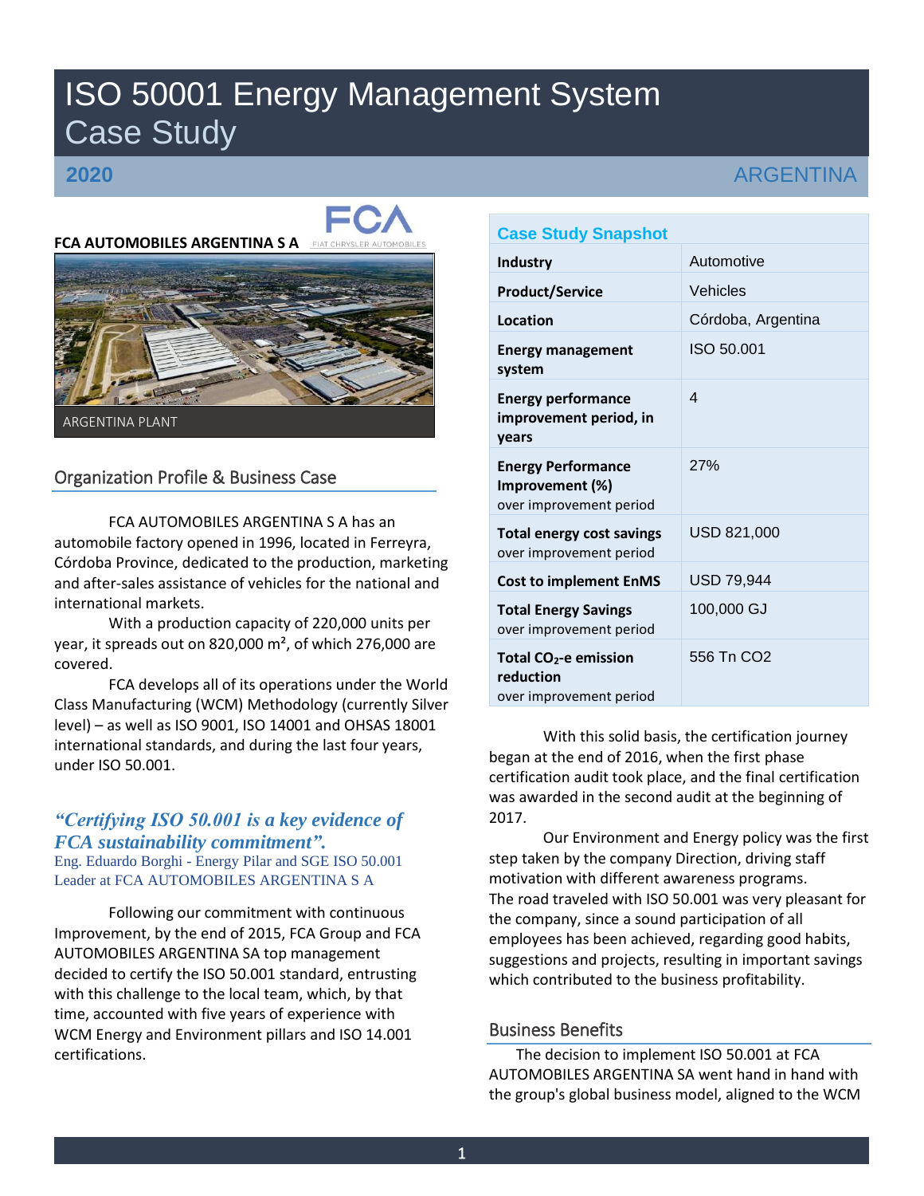# ISO 50001 Energy Management System Case Study

**2020** ARGENTINA

**FCA AUTOMOBILES ARGENTINA S A**

ARGENTINA PLANT

## Organization Profile & Business Case

FCA AUTOMOBILES ARGENTINA S A has an automobile factory opened in 1996, located in Ferreyra, Córdoba Province, dedicated to the production, marketing and after-sales assistance of vehicles for the national and international markets.

With a production capacity of 220,000 units per year, it spreads out on 820,000 m², of which 276,000 are covered.

FCA develops all of its operations under the World Class Manufacturing (WCM) Methodology (currently Silver level) – as well as ISO 9001, ISO 14001 and OHSAS 18001 international standards, and during the last four years, under ISO 50.001.

> ***"Certifying ISO 50.001 is a key evidence of FCA sustainability commitment".***
> Eng. Eduardo Borghi - Energy Pilar and SGE ISO 50.001 Leader at FCA AUTOMOBILES ARGENTINA S A

Following our commitment with continuous Improvement, by the end of 2015, FCA Group and FCA AUTOMOBILES ARGENTINA SA top management decided to certify the ISO 50.001 standard, entrusting with this challenge to the local team, which, by that time, accounted with five years of experience with WCM Energy and Environment pillars and ISO 14.001 certifications.

### Case Study Snapshot

| | |
|---|---|
| **Industry** | Automotive |
| **Product/Service** | Vehicles |
| **Location** | Córdoba, Argentina |
| **Energy management system** | ISO 50.001 |
| **Energy performance improvement period, in years** | 4 |
| **Energy Performance Improvement (%)** over improvement period | 27% |
| **Total energy cost savings** over improvement period | USD 821,000 |
| **Cost to implement EnMS** | USD 79,944 |
| **Total Energy Savings** over improvement period | 100,000 GJ |
| **Total $CO_2$-e emission reduction** over improvement period | 556 Tn CO2 |

With this solid basis, the certification journey began at the end of 2016, when the first phase certification audit took place, and the final certification was awarded in the second audit at the beginning of 2017.

Our Environment and Energy policy was the first step taken by the company Direction, driving staff motivation with different awareness programs.
The road traveled with ISO 50.001 was very pleasant for the company, since a sound participation of all employees has been achieved, regarding good habits, suggestions and projects, resulting in important savings which contributed to the business profitability.

## Business Benefits

The decision to implement ISO 50.001 at FCA AUTOMOBILES ARGENTINA SA went hand in hand with the group's global business model, aligned to the WCM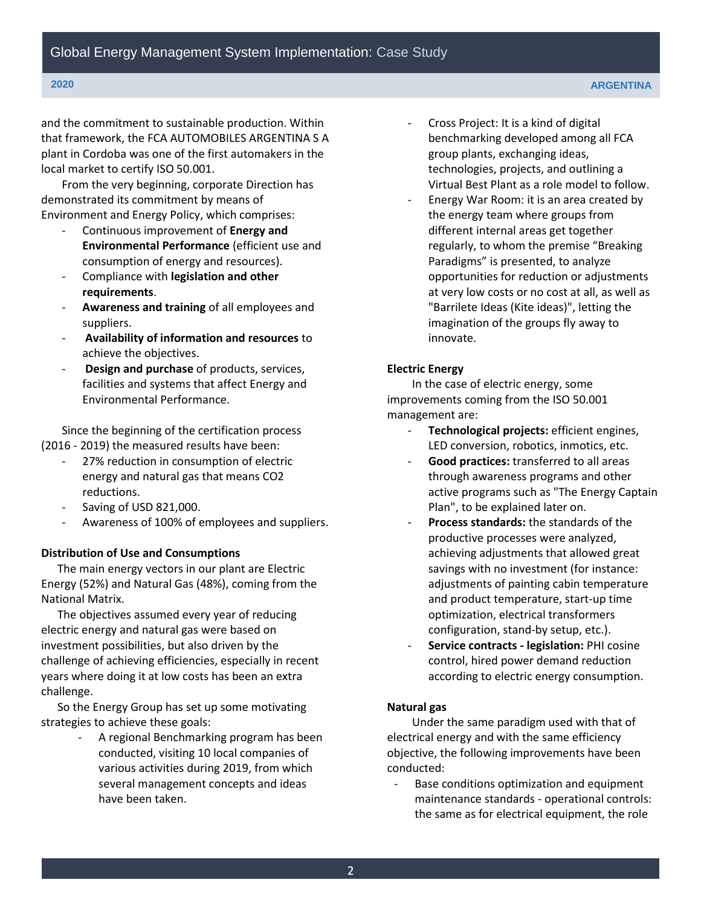and the commitment to sustainable production. Within that framework, the FCA AUTOMOBILES ARGENTINA S A plant in Cordoba was one of the first automakers in the local market to certify ISO 50.001.

From the very beginning, corporate Direction has demonstrated its commitment by means of Environment and Energy Policy, which comprises:

- Continuous improvement of **Energy and Environmental Performance** (efficient use and consumption of energy and resources).
- Compliance with **legislation and other requirements**.
- **Awareness and training** of all employees and suppliers.
- **Availability of information and resources** to achieve the objectives.
- **Design and purchase** of products, services, facilities and systems that affect Energy and Environmental Performance.

Since the beginning of the certification process (2016 - 2019) the measured results have been:

- 27% reduction in consumption of electric energy and natural gas that means CO2 reductions.
- Saving of USD 821,000.
- Awareness of 100% of employees and suppliers.

**Distribution of Use and Consumptions**

The main energy vectors in our plant are Electric Energy (52%) and Natural Gas (48%), coming from the National Matrix.

The objectives assumed every year of reducing electric energy and natural gas were based on investment possibilities, but also driven by the challenge of achieving efficiencies, especially in recent years where doing it at low costs has been an extra challenge.

So the Energy Group has set up some motivating strategies to achieve these goals:

- A regional Benchmarking program has been conducted, visiting 10 local companies of various activities during 2019, from which several management concepts and ideas have been taken.
- Cross Project: It is a kind of digital benchmarking developed among all FCA group plants, exchanging ideas, technologies, projects, and outlining a Virtual Best Plant as a role model to follow.
- Energy War Room: it is an area created by the energy team where groups from different internal areas get together regularly, to whom the premise "Breaking Paradigms" is presented, to analyze opportunities for reduction or adjustments at very low costs or no cost at all, as well as "Barrilete Ideas (Kite ideas)", letting the imagination of the groups fly away to innovate.

**Electric Energy**

In the case of electric energy, some improvements coming from the ISO 50.001 management are:

- **Technological projects:** efficient engines, LED conversion, robotics, inmotics, etc.
- **Good practices:** transferred to all areas through awareness programs and other active programs such as "The Energy Captain Plan", to be explained later on.
- **Process standards:** the standards of the productive processes were analyzed, achieving adjustments that allowed great savings with no investment (for instance: adjustments of painting cabin temperature and product temperature, start-up time optimization, electrical transformers configuration, stand-by setup, etc.).
- **Service contracts - legislation:** PHI cosine control, hired power demand reduction according to electric energy consumption.

**Natural gas**

Under the same paradigm used with that of electrical energy and with the same efficiency objective, the following improvements have been conducted:

- Base conditions optimization and equipment maintenance standards - operational controls: the same as for electrical equipment, the role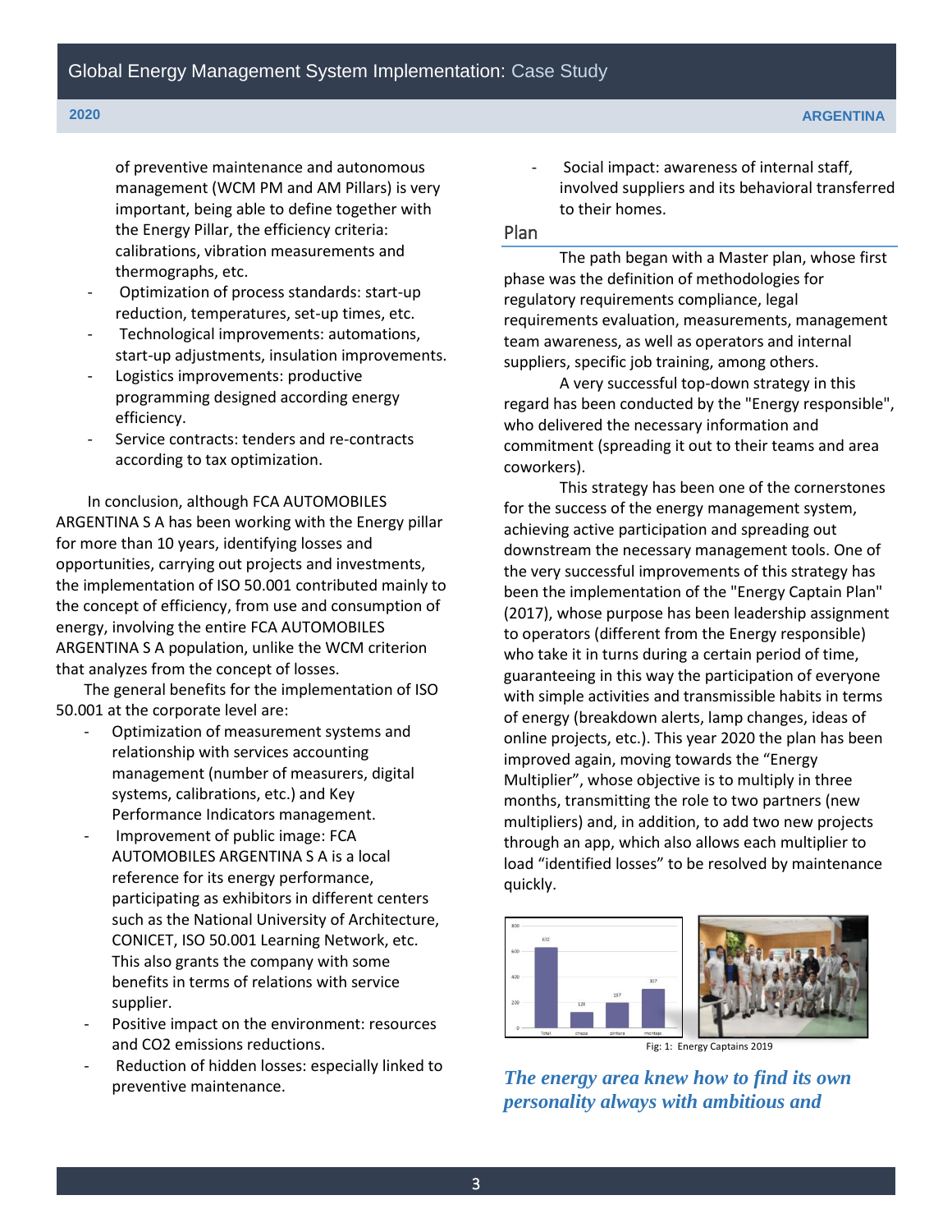of preventive maintenance and autonomous management (WCM PM and AM Pillars) is very important, being able to define together with the Energy Pillar, the efficiency criteria: calibrations, vibration measurements and thermographs, etc.

- Optimization of process standards: start-up reduction, temperatures, set-up times, etc.
- Technological improvements: automations, start-up adjustments, insulation improvements.
- Logistics improvements: productive programming designed according energy efficiency.
- Service contracts: tenders and re-contracts according to tax optimization.

In conclusion, although FCA AUTOMOBILES ARGENTINA S A has been working with the Energy pillar for more than 10 years, identifying losses and opportunities, carrying out projects and investments, the implementation of ISO 50.001 contributed mainly to the concept of efficiency, from use and consumption of energy, involving the entire FCA AUTOMOBILES ARGENTINA S A population, unlike the WCM criterion that analyzes from the concept of losses.

The general benefits for the implementation of ISO 50.001 at the corporate level are:

- Optimization of measurement systems and relationship with services accounting management (number of measurers, digital systems, calibrations, etc.) and Key Performance Indicators management.
- Improvement of public image: FCA AUTOMOBILES ARGENTINA S A is a local reference for its energy performance, participating as exhibitors in different centers such as the National University of Architecture, CONICET, ISO 50.001 Learning Network, etc. This also grants the company with some benefits in terms of relations with service supplier.
- Positive impact on the environment: resources and $CO_2$ emissions reductions.
- Reduction of hidden losses: especially linked to preventive maintenance.
- Social impact: awareness of internal staff, involved suppliers and its behavioral transferred to their homes.

## Plan

The path began with a Master plan, whose first phase was the definition of methodologies for regulatory requirements compliance, legal requirements evaluation, measurements, management team awareness, as well as operators and internal suppliers, specific job training, among others.

A very successful top-down strategy in this regard has been conducted by the "Energy responsible", who delivered the necessary information and commitment (spreading it out to their teams and area coworkers).

This strategy has been one of the cornerstones for the success of the energy management system, achieving active participation and spreading out downstream the necessary management tools. One of the very successful improvements of this strategy has been the implementation of the "Energy Captain Plan" (2017), whose purpose has been leadership assignment to operators (different from the Energy responsible) who take it in turns during a certain period of time, guaranteeing in this way the participation of everyone with simple activities and transmissible habits in terms of energy (breakdown alerts, lamp changes, ideas of online projects, etc.). This year 2020 the plan has been improved again, moving towards the “Energy Multiplier”, whose objective is to multiply in three months, transmitting the role to two partners (new multipliers) and, in addition, to add two new projects through an app, which also allows each multiplier to load “identified losses” to be resolved by maintenance quickly.

800
600
400
200
0
632
128
197
307
Total
chapa
pintura
montaje

Fig: 1: Energy Captains 2019

***The energy area knew how to find its own personality always with ambitious and***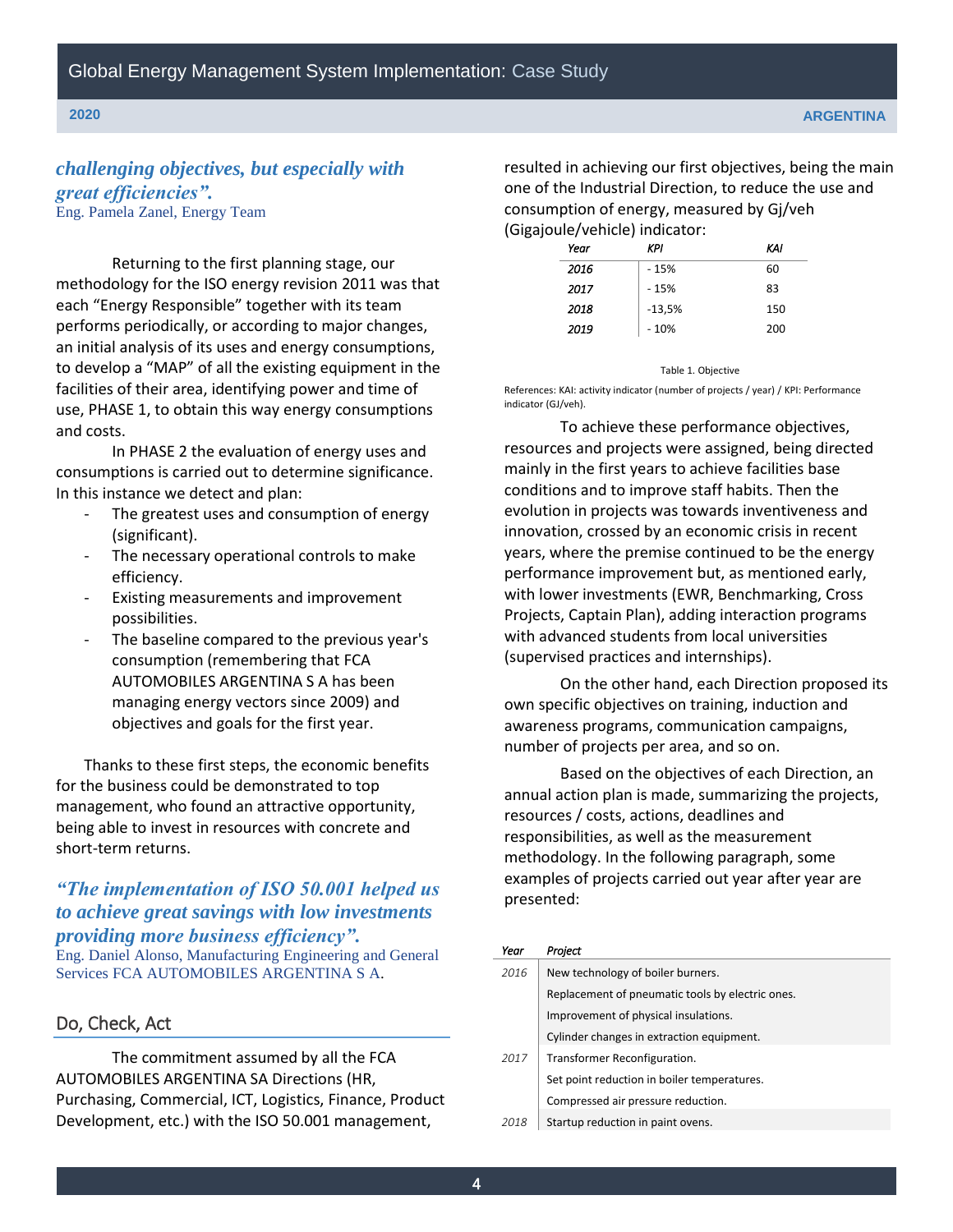*challenging objectives, but especially with great efficiencies".*
Eng. Pamela Zanel, Energy Team

Returning to the first planning stage, our methodology for the ISO energy revision 2011 was that each "Energy Responsible" together with its team performs periodically, or according to major changes, an initial analysis of its uses and energy consumptions, to develop a "MAP" of all the existing equipment in the facilities of their area, identifying power and time of use, PHASE 1, to obtain this way energy consumptions and costs.

In PHASE 2 the evaluation of energy uses and consumptions is carried out to determine significance. In this instance we detect and plan:

- The greatest uses and consumption of energy (significant).
- The necessary operational controls to make efficiency.
- Existing measurements and improvement possibilities.
- The baseline compared to the previous year's consumption (remembering that FCA AUTOMOBILES ARGENTINA S A has been managing energy vectors since 2009) and objectives and goals for the first year.

Thanks to these first steps, the economic benefits for the business could be demonstrated to top management, who found an attractive opportunity, being able to invest in resources with concrete and short-term returns.

***"The implementation of ISO 50.001 helped us to achieve great savings with low investments providing more business efficiency".***
Eng. Daniel Alonso, Manufacturing Engineering and General Services FCA AUTOMOBILES ARGENTINA S A.

## Do, Check, Act

The commitment assumed by all the FCA AUTOMOBILES ARGENTINA SA Directions (HR, Purchasing, Commercial, ICT, Logistics, Finance, Product Development, etc.) with the ISO 50.001 management, resulted in achieving our first objectives, being the main one of the Industrial Direction, to reduce the use and consumption of energy, measured by Gj/veh (Gigajoule/vehicle) indicator:

| Year | KPI | KAI |
|---|---|---|
| 2016 | - 15% | 60 |
| 2017 | - 15% | 83 |
| 2018 | -13,5% | 150 |
| 2019 | - 10% | 200 |

Table 1. Objective

References: KAI: activity indicator (number of projects / year) / KPI: Performance indicator (GJ/veh).

To achieve these performance objectives, resources and projects were assigned, being directed mainly in the first years to achieve facilities base conditions and to improve staff habits. Then the evolution in projects was towards inventiveness and innovation, crossed by an economic crisis in recent years, where the premise continued to be the energy performance improvement but, as mentioned early, with lower investments (EWR, Benchmarking, Cross Projects, Captain Plan), adding interaction programs with advanced students from local universities (supervised practices and internships).

On the other hand, each Direction proposed its own specific objectives on training, induction and awareness programs, communication campaigns, number of projects per area, and so on.

Based on the objectives of each Direction, an annual action plan is made, summarizing the projects, resources / costs, actions, deadlines and responsibilities, as well as the measurement methodology. In the following paragraph, some examples of projects carried out year after year are presented:

| Year | Project |
|---|---|
| 2016 | New technology of boiler burners. |
| | Replacement of pneumatic tools by electric ones. |
| | Improvement of physical insulations. |
| | Cylinder changes in extraction equipment. |
| 2017 | Transformer Reconfiguration. |
| | Set point reduction in boiler temperatures. |
| | Compressed air pressure reduction. |
| 2018 | Startup reduction in paint ovens. |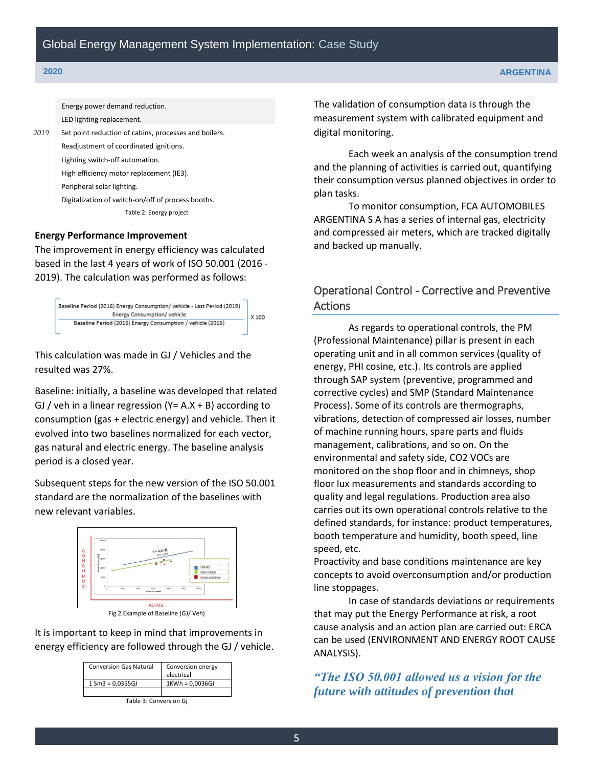| | |
|---|---|
| | Energy power demand reduction. |
| | LED lighting replacement. |
| 2019 | Set point reduction of cabins, processes and boilers. |
| | Readjustment of coordinated ignitions. |
| | Lighting switch-off automation. |
| | High efficiency motor replacement (IE3). |
| | Peripheral solar lighting. |
| | Digitalization of switch-on/off of process booths. |

Table 2: Energy project

**Energy Performance Improvement**

The improvement in energy efficiency was calculated based in the last 4 years of work of ISO 50.001 (2016 - 2019). The calculation was performed as follows:

$$\frac{\text{Baseline Period (2016) Energy Consumption/ vehicle - Last Period (2019) Energy Consumption/ vehicle}}{\text{Baseline Period (2016) Energy Consumption / vehicle (2016)}} \times 100$$

This calculation was made in GJ / Vehicles and the resulted was 27%.

Baseline: initially, a baseline was developed that related GJ / veh in a linear regression (Y= A.X + B) according to consumption (gas + electric energy) and vehicle. Then it evolved into two baselines normalized for each vector, gas natural and electric energy. The baseline analysis period is a closed year.

Subsequent steps for the new version of the ISO 50.001 standard are the normalization of the baselines with new relevant variables.

C O N S U M O S

Y= AX+B

LINEA BASE

Objetivo mensual

Consumo consumido

AUTOS

Fig 2.Example of Baseline (GJ/ Veh)

It is important to keep in mind that improvements in energy efficiency are followed through the GJ / vehicle.

| Conversion Gas Natural | Conversion energy electrical |
|---|---|
| 1 Sm3 = 0,0355GJ | 1KWh = 0,0036GJ |
| | |

Table 3: Conversion Gj

The validation of consumption data is through the measurement system with calibrated equipment and digital monitoring.

Each week an analysis of the consumption trend and the planning of activities is carried out, quantifying their consumption versus planned objectives in order to plan tasks.

To monitor consumption, FCA AUTOMOBILES ARGENTINA S A has a series of internal gas, electricity and compressed air meters, which are tracked digitally and backed up manually.

## Operational Control - Corrective and Preventive Actions

As regards to operational controls, the PM (Professional Maintenance) pillar is present in each operating unit and in all common services (quality of energy, PHI cosine, etc.). Its controls are applied through SAP system (preventive, programmed and corrective cycles) and SMP (Standard Maintenance Process). Some of its controls are thermographs, vibrations, detection of compressed air losses, number of machine running hours, spare parts and fluids management, calibrations, and so on. On the environmental and safety side, CO2 VOCs are monitored on the shop floor and in chimneys, shop floor lux measurements and standards according to quality and legal regulations. Production area also carries out its own operational controls relative to the defined standards, for instance: product temperatures, booth temperature and humidity, booth speed, line speed, etc.

Proactivity and base conditions maintenance are key concepts to avoid overconsumption and/or production line stoppages.

In case of standards deviations or requirements that may put the Energy Performance at risk, a root cause analysis and an action plan are carried out: ERCA can be used (ENVIRONMENT AND ENERGY ROOT CAUSE ANALYSIS).

*"The ISO 50.001 allowed us a vision for the future with attitudes of prevention that*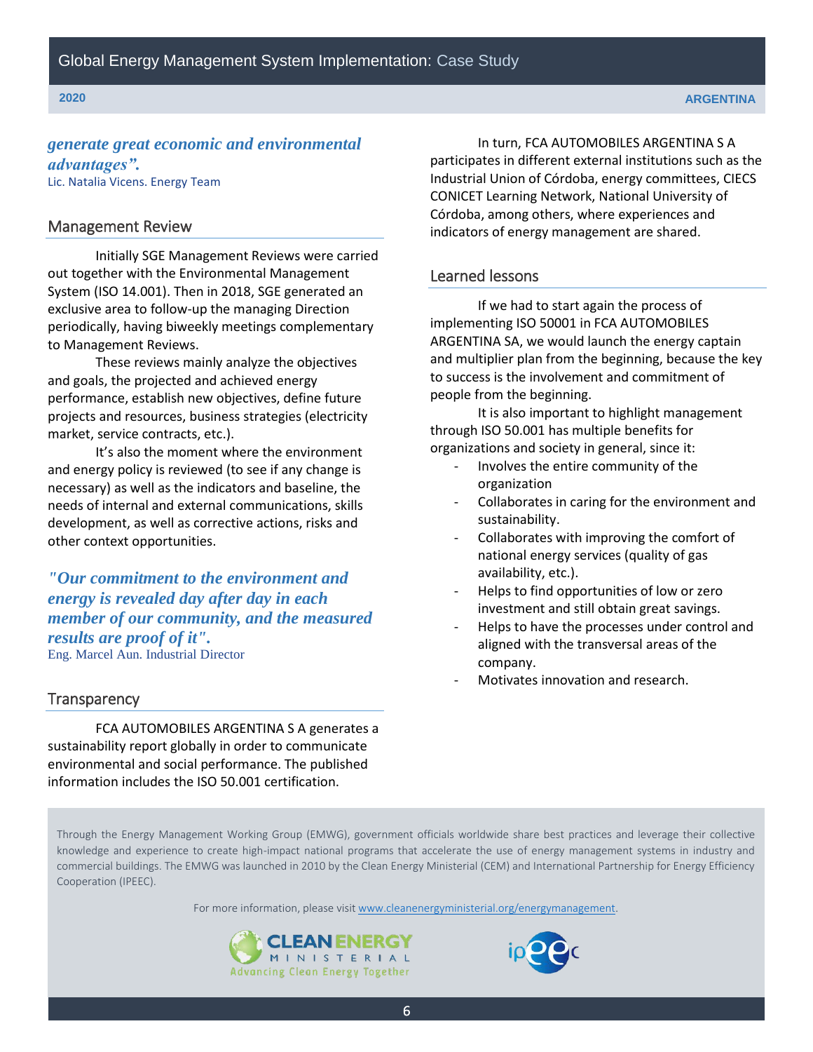***generate great economic and environmental advantages".***

Lic. Natalia Vicens. Energy Team

## Management Review

Initially SGE Management Reviews were carried out together with the Environmental Management System (ISO 14.001). Then in 2018, SGE generated an exclusive area to follow-up the managing Direction periodically, having biweekly meetings complementary to Management Reviews.

These reviews mainly analyze the objectives and goals, the projected and achieved energy performance, establish new objectives, define future projects and resources, business strategies (electricity market, service contracts, etc.).

It's also the moment where the environment and energy policy is reviewed (to see if any change is necessary) as well as the indicators and baseline, the needs of internal and external communications, skills development, as well as corrective actions, risks and other context opportunities.

***"Our commitment to the environment and energy is revealed day after day in each member of our community, and the measured results are proof of it".***

Eng. Marcel Aun. Industrial Director

## Transparency

FCA AUTOMOBILES ARGENTINA S A generates a sustainability report globally in order to communicate environmental and social performance. The published information includes the ISO 50.001 certification.

In turn, FCA AUTOMOBILES ARGENTINA S A participates in different external institutions such as the Industrial Union of Córdoba, energy committees, CIECS CONICET Learning Network, National University of Córdoba, among others, where experiences and indicators of energy management are shared.

## Learned lessons

If we had to start again the process of implementing ISO 50001 in FCA AUTOMOBILES ARGENTINA SA, we would launch the energy captain and multiplier plan from the beginning, because the key to success is the involvement and commitment of people from the beginning.

It is also important to highlight management through ISO 50.001 has multiple benefits for organizations and society in general, since it:

- Involves the entire community of the organization
- Collaborates in caring for the environment and sustainability.
- Collaborates with improving the comfort of national energy services (quality of gas availability, etc.).
- Helps to find opportunities of low or zero investment and still obtain great savings.
- Helps to have the processes under control and aligned with the transversal areas of the company.
- Motivates innovation and research.

Through the Energy Management Working Group (EMWG), government officials worldwide share best practices and leverage their collective knowledge and experience to create high-impact national programs that accelerate the use of energy management systems in industry and commercial buildings. The EMWG was launched in 2010 by the Clean Energy Ministerial (CEM) and International Partnership for Energy Efficiency Cooperation (IPEEC).

For more information, please visit www.cleanenergyministerial.org/energymanagement.

CLEAN ENERGY MINISTERIAL
Advancing Clean Energy Together

ipeec